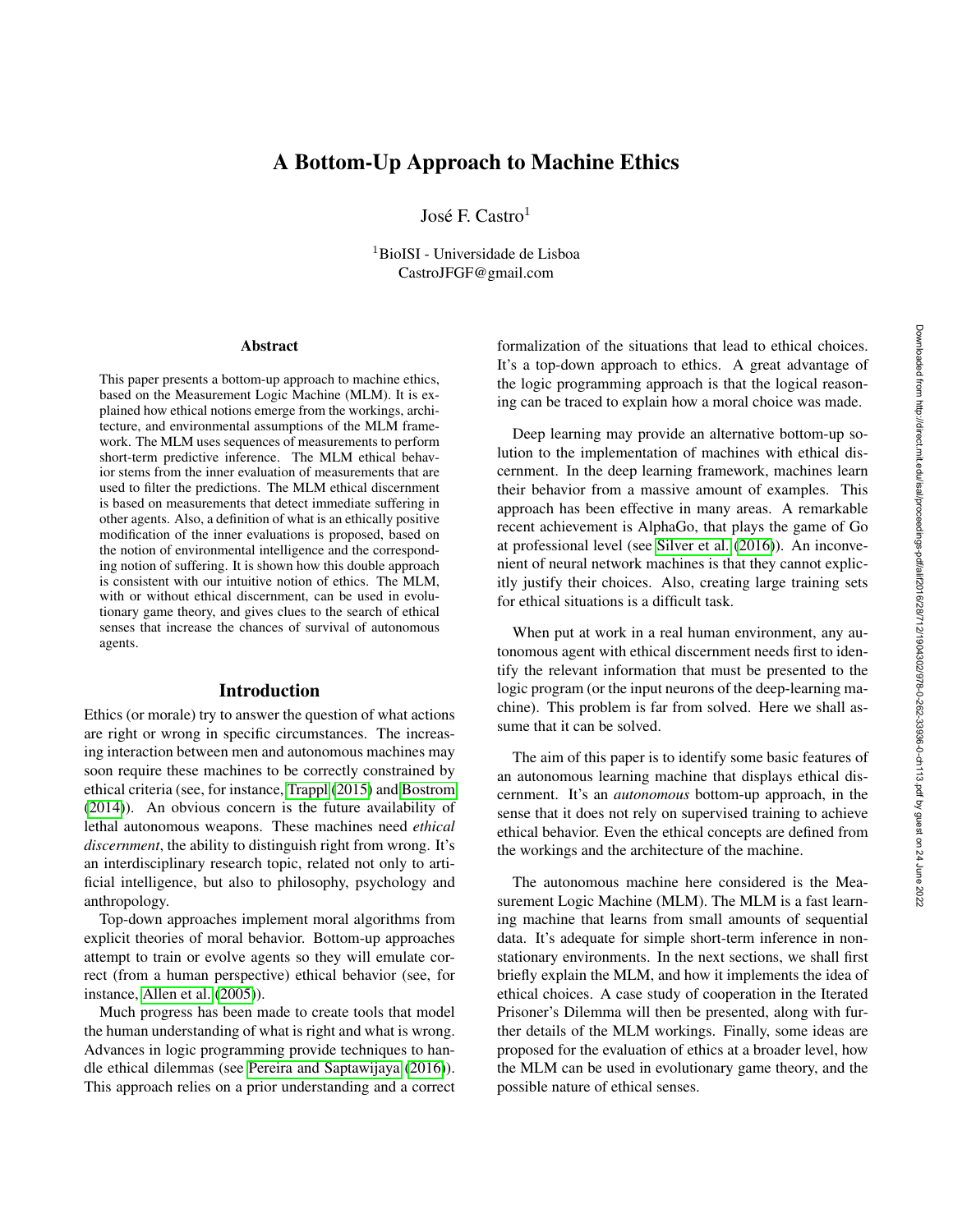# A Bottom-Up Approach to Machine Ethics

José F. Castro[1]

[1]BioISI - Universidade de Lisboa
CastroJFGF@gmail.com

## Abstract

This paper presents a bottom-up approach to machine ethics, based on the Measurement Logic Machine (MLM). It is explained how ethical notions emerge from the workings, architecture, and environmental assumptions of the MLM framework. The MLM uses sequences of measurements to perform short-term predictive inference. The MLM ethical behavior stems from the inner evaluation of measurements that are used to filter the predictions. The MLM ethical discernment is based on measurements that detect immediate suffering in other agents. Also, a definition of what is an ethically positive modification of the inner evaluations is proposed, based on the notion of environmental intelligence and the corresponding notion of suffering. It is shown how this double approach is consistent with our intuitive notion of ethics. The MLM, with or without ethical discernment, can be used in evolutionary game theory, and gives clues to the search of ethical senses that increase the chances of survival of autonomous agents.

## Introduction

Ethics (or morale) try to answer the question of what actions are right or wrong in specific circumstances. The increasing interaction between men and autonomous machines may soon require these machines to be correctly constrained by ethical criteria (see, for instance, Trappl (2015) and Bostrom (2014)). An obvious concern is the future availability of lethal autonomous weapons. These machines need *ethical discernment*, the ability to distinguish right from wrong. It's an interdisciplinary research topic, related not only to artificial intelligence, but also to philosophy, psychology and anthropology.

Top-down approaches implement moral algorithms from explicit theories of moral behavior. Bottom-up approaches attempt to train or evolve agents so they will emulate correct (from a human perspective) ethical behavior (see, for instance, Allen et al. (2005)).

Much progress has been made to create tools that model the human understanding of what is right and what is wrong. Advances in logic programming provide techniques to handle ethical dilemmas (see Pereira and Saptawijaya (2016)). This approach relies on a prior understanding and a correct formalization of the situations that lead to ethical choices. It's a top-down approach to ethics. A great advantage of the logic programming approach is that the logical reasoning can be traced to explain how a moral choice was made.

Deep learning may provide an alternative bottom-up solution to the implementation of machines with ethical discernment. In the deep learning framework, machines learn their behavior from a massive amount of examples. This approach has been effective in many areas. A remarkable recent achievement is AlphaGo, that plays the game of Go at professional level (see Silver et al. (2016)). An inconvenient of neural network machines is that they cannot explicitly justify their choices. Also, creating large training sets for ethical situations is a difficult task.

When put at work in a real human environment, any autonomous agent with ethical discernment needs first to identify the relevant information that must be presented to the logic program (or the input neurons of the deep-learning machine). This problem is far from solved. Here we shall assume that it can be solved.

The aim of this paper is to identify some basic features of an autonomous learning machine that displays ethical discernment. It's an *autonomous* bottom-up approach, in the sense that it does not rely on supervised training to achieve ethical behavior. Even the ethical concepts are defined from the workings and the architecture of the machine.

The autonomous machine here considered is the Measurement Logic Machine (MLM). The MLM is a fast learning machine that learns from small amounts of sequential data. It's adequate for simple short-term inference in nonstationary environments. In the next sections, we shall first briefly explain the MLM, and how it implements the idea of ethical choices. A case study of cooperation in the Iterated Prisoner's Dilemma will then be presented, along with further details of the MLM workings. Finally, some ideas are proposed for the evaluation of ethics at a broader level, how the MLM can be used in evolutionary game theory, and the possible nature of ethical senses.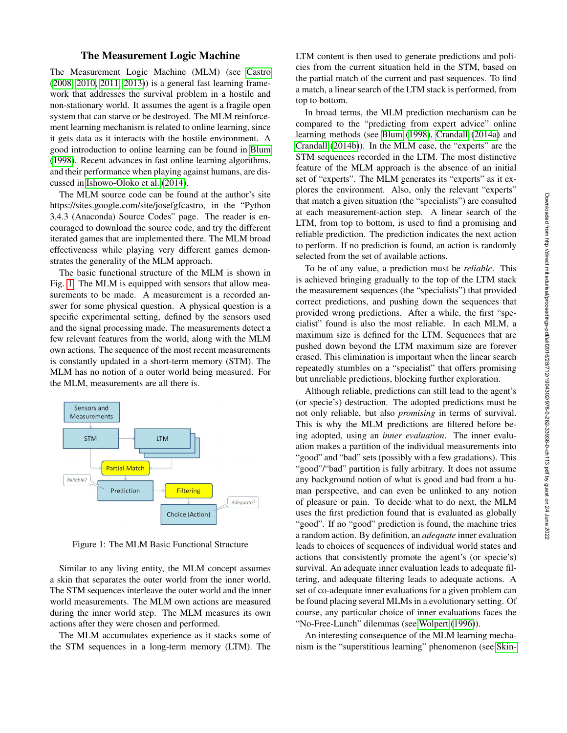## The Measurement Logic Machine

The Measurement Logic Machine (MLM) (see Castro (2008, 2010, 2011, 2013)) is a general fast learning framework that addresses the survival problem in a hostile and non-stationary world. It assumes the agent is a fragile open system that can starve or be destroyed. The MLM reinforcement learning mechanism is related to online learning, since it gets data as it interacts with the hostile environment. A good introduction to online learning can be found in Blum (1998). Recent advances in fast online learning algorithms, and their performance when playing against humans, are discussed in Ishowo-Oloko et al. (2014).

The MLM source code can be found at the author's site https://sites.google.com/site/josefgfcastro, in the "Python 3.4.3 (Anaconda) Source Codes" page. The reader is encouraged to download the source code, and try the different iterated games that are implemented there. The MLM broad effectiveness while playing very different games demonstrates the generality of the MLM approach.

The basic functional structure of the MLM is shown in Fig. 1. The MLM is equipped with sensors that allow measurements to be made. A measurement is a recorded answer for some physical question. A physical question is a specific experimental setting, defined by the sensors used and the signal processing made. The measurements detect a few relevant features from the world, along with the MLM own actions. The sequence of the most recent measurements is constantly updated in a short-term memory (STM). The MLM has no notion of a outer world being measured. For the MLM, measurements are all there is.

Figure 1: The MLM Basic Functional Structure

Similar to any living entity, the MLM concept assumes a skin that separates the outer world from the inner world. The STM sequences interleave the outer world and the inner world measurements. The MLM own actions are measured during the inner world step. The MLM measures its own actions after they were chosen and performed.

The MLM accumulates experience as it stacks some of the STM sequences in a long-term memory (LTM). The LTM content is then used to generate predictions and policies from the current situation held in the STM, based on the partial match of the current and past sequences. To find a match, a linear search of the LTM stack is performed, from top to bottom.

In broad terms, the MLM prediction mechanism can be compared to the "predicting from expert advice" online learning methods (see Blum (1998), Crandall (2014a) and Crandall (2014b)). In the MLM case, the "experts" are the STM sequences recorded in the LTM. The most distinctive feature of the MLM approach is the absence of an initial set of "experts". The MLM generates its "experts" as it explores the environment. Also, only the relevant "experts" that match a given situation (the "specialists") are consulted at each measurement-action step. A linear search of the LTM, from top to bottom, is used to find a promising and reliable prediction. The prediction indicates the next action to perform. If no prediction is found, an action is randomly selected from the set of available actions.

To be of any value, a prediction must be *reliable*. This is achieved bringing gradually to the top of the LTM stack the measurement sequences (the "specialists") that provided correct predictions, and pushing down the sequences that provided wrong predictions. After a while, the first "specialist" found is also the most reliable. In each MLM, a maximum size is defined for the LTM. Sequences that are pushed down beyond the LTM maximum size are forever erased. This elimination is important when the linear search repeatedly stumbles on a "specialist" that offers promising but unreliable predictions, blocking further exploration.

Although reliable, predictions can still lead to the agent's (or specie's) destruction. The adopted predictions must be not only reliable, but also *promising* in terms of survival. This is why the MLM predictions are filtered before being adopted, using an *inner evaluation*. The inner evaluation makes a partition of the individual measurements into "good" and "bad" sets (possibly with a few gradations). This "good"/"bad" partition is fully arbitrary. It does not assume any background notion of what is good and bad from a human perspective, and can even be unlinked to any notion of pleasure or pain. To decide what to do next, the MLM uses the first prediction found that is evaluated as globally "good". If no "good" prediction is found, the machine tries a random action. By definition, an *adequate* inner evaluation leads to choices of sequences of individual world states and actions that consistently promote the agent's (or specie's) survival. An adequate inner evaluation leads to adequate filtering, and adequate filtering leads to adequate actions. A set of co-adequate inner evaluations for a given problem can be found placing several MLMs in a evolutionary setting. Of course, any particular choice of inner evaluations faces the "No-Free-Lunch" dilemmas (see Wolpert (1996)).

An interesting consequence of the MLM learning mechanism is the "superstitious learning" phenomenon (see Skin-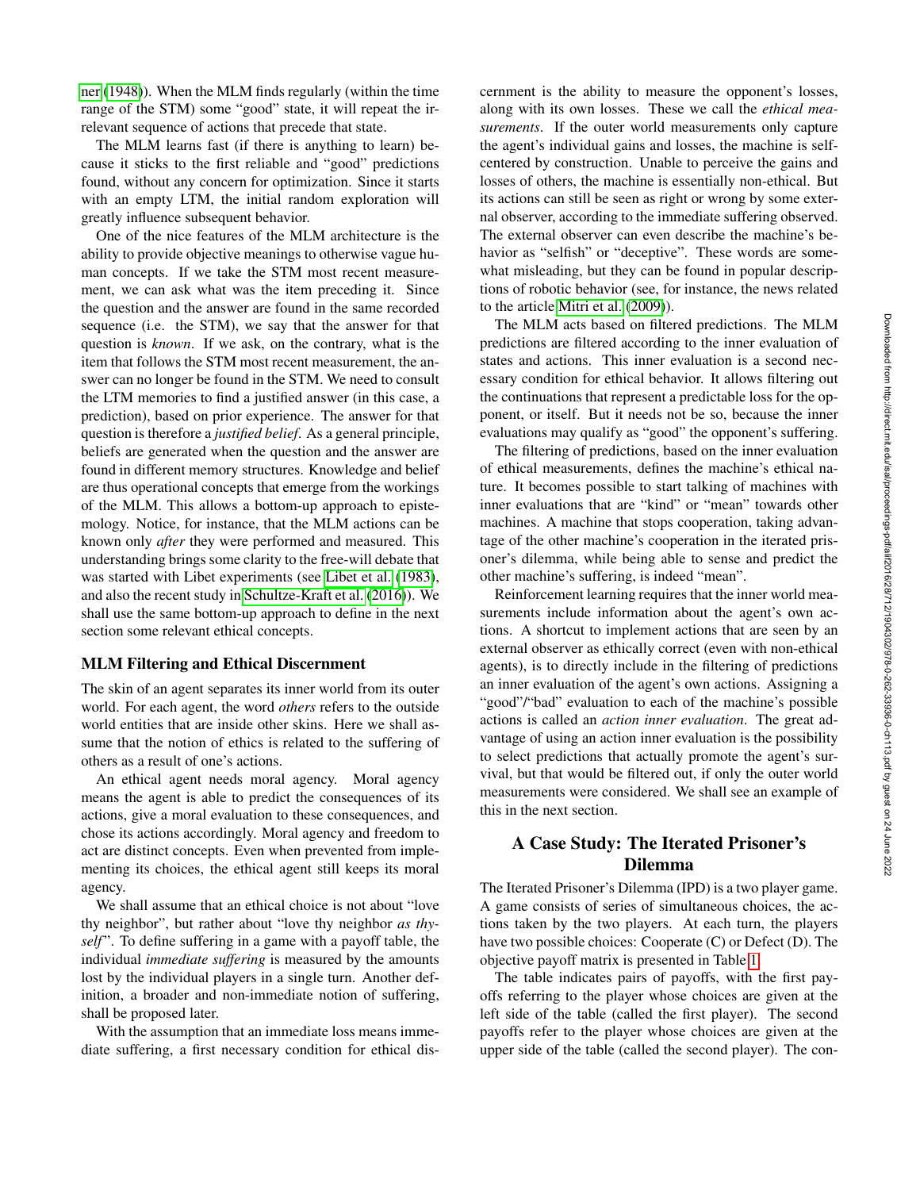ner (1948)). When the MLM finds regularly (within the time range of the STM) some "good" state, it will repeat the irrelevant sequence of actions that precede that state.

The MLM learns fast (if there is anything to learn) because it sticks to the first reliable and "good" predictions found, without any concern for optimization. Since it starts with an empty LTM, the initial random exploration will greatly influence subsequent behavior.

One of the nice features of the MLM architecture is the ability to provide objective meanings to otherwise vague human concepts. If we take the STM most recent measurement, we can ask what was the item preceding it. Since the question and the answer are found in the same recorded sequence (i.e. the STM), we say that the answer for that question is *known*. If we ask, on the contrary, what is the item that follows the STM most recent measurement, the answer can no longer be found in the STM. We need to consult the LTM memories to find a justified answer (in this case, a prediction), based on prior experience. The answer for that question is therefore a *justified belief*. As a general principle, beliefs are generated when the question and the answer are found in different memory structures. Knowledge and belief are thus operational concepts that emerge from the workings of the MLM. This allows a bottom-up approach to epistemology. Notice, for instance, that the MLM actions can be known only *after* they were performed and measured. This understanding brings some clarity to the free-will debate that was started with Libet experiments (see Libet et al. (1983), and also the recent study in Schultze-Kraft et al. (2016)). We shall use the same bottom-up approach to define in the next section some relevant ethical concepts.

## MLM Filtering and Ethical Discernment

The skin of an agent separates its inner world from its outer world. For each agent, the word *others* refers to the outside world entities that are inside other skins. Here we shall assume that the notion of ethics is related to the suffering of others as a result of one's actions.

An ethical agent needs moral agency. Moral agency means the agent is able to predict the consequences of its actions, give a moral evaluation to these consequences, and chose its actions accordingly. Moral agency and freedom to act are distinct concepts. Even when prevented from implementing its choices, the ethical agent still keeps its moral agency.

We shall assume that an ethical choice is not about "love thy neighbor", but rather about "love thy neighbor *as thyself*". To define suffering in a game with a payoff table, the individual *immediate suffering* is measured by the amounts lost by the individual players in a single turn. Another definition, a broader and non-immediate notion of suffering, shall be proposed later.

With the assumption that an immediate loss means immediate suffering, a first necessary condition for ethical discernment is the ability to measure the opponent's losses, along with its own losses. These we call the *ethical measurements*. If the outer world measurements only capture the agent's individual gains and losses, the machine is self-centered by construction. Unable to perceive the gains and losses of others, the machine is essentially non-ethical. But its actions can still be seen as right or wrong by some external observer, according to the immediate suffering observed. The external observer can even describe the machine's behavior as "selfish" or "deceptive". These words are somewhat misleading, but they can be found in popular descriptions of robotic behavior (see, for instance, the news related to the article Mitri et al. (2009)).

The MLM acts based on filtered predictions. The MLM predictions are filtered according to the inner evaluation of states and actions. This inner evaluation is a second necessary condition for ethical behavior. It allows filtering out the continuations that represent a predictable loss for the opponent, or itself. But it needs not be so, because the inner evaluations may qualify as "good" the opponent's suffering.

The filtering of predictions, based on the inner evaluation of ethical measurements, defines the machine's ethical nature. It becomes possible to start talking of machines with inner evaluations that are "kind" or "mean" towards other machines. A machine that stops cooperation, taking advantage of the other machine's cooperation in the iterated prisoner's dilemma, while being able to sense and predict the other machine's suffering, is indeed "mean".

Reinforcement learning requires that the inner world measurements include information about the agent's own actions. A shortcut to implement actions that are seen by an external observer as ethically correct (even with non-ethical agents), is to directly include in the filtering of predictions an inner evaluation of the agent's own actions. Assigning a "good"/"bad" evaluation to each of the machine's possible actions is called an *action inner evaluation*. The great advantage of using an action inner evaluation is the possibility to select predictions that actually promote the agent's survival, but that would be filtered out, if only the outer world measurements were considered. We shall see an example of this in the next section.

## A Case Study: The Iterated Prisoner's Dilemma

The Iterated Prisoner's Dilemma (IPD) is a two player game. A game consists of series of simultaneous choices, the actions taken by the two players. At each turn, the players have two possible choices: Cooperate (C) or Defect (D). The objective payoff matrix is presented in Table 1.

The table indicates pairs of payoffs, with the first payoffs referring to the player whose choices are given at the left side of the table (called the first player). The second payoffs refer to the player whose choices are given at the upper side of the table (called the second player). The con-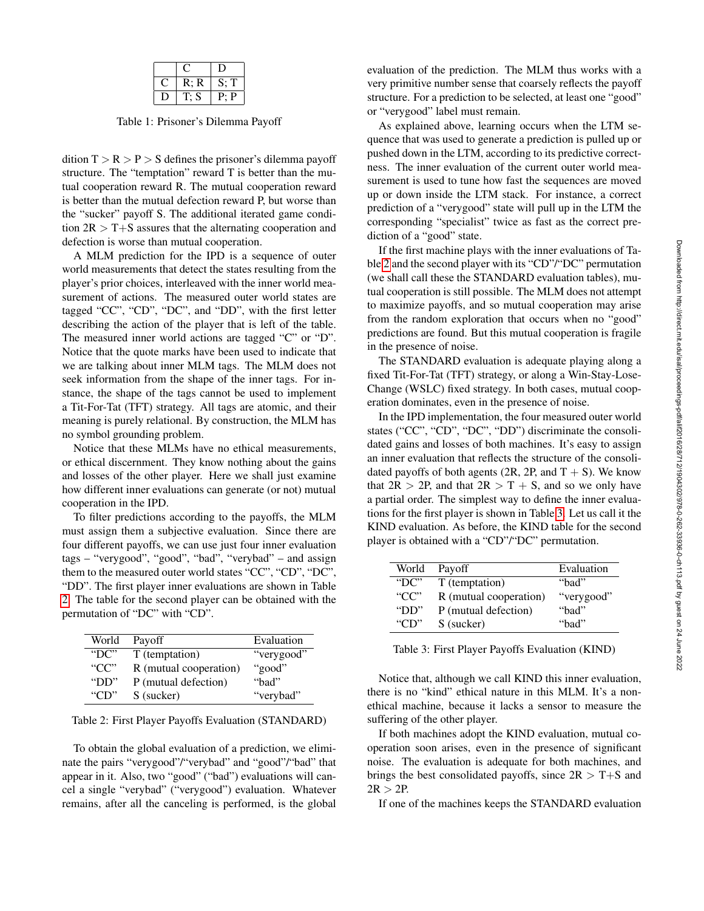|   | C | D |
|---|---|---|
| C | R; R | S; T |
| D | T; S | P; P |

Table 1: Prisoner's Dilemma Payoff

dition T > R > P > S defines the prisoner's dilemma payoff structure. The "temptation" reward T is better than the mutual cooperation reward R. The mutual cooperation reward is better than the mutual defection reward P, but worse than the "sucker" payoff S. The additional iterated game condition 2R > T+S assures that the alternating cooperation and defection is worse than mutual cooperation.

A MLM prediction for the IPD is a sequence of outer world measurements that detect the states resulting from the player's prior choices, interleaved with the inner world measurement of actions. The measured outer world states are tagged "CC", "CD", "DC", and "DD", with the first letter describing the action of the player that is left of the table. The measured inner world actions are tagged "C" or "D". Notice that the quote marks have been used to indicate that we are talking about inner MLM tags. The MLM does not seek information from the shape of the inner tags. For instance, the shape of the tags cannot be used to implement a Tit-For-Tat (TFT) strategy. All tags are atomic, and their meaning is purely relational. By construction, the MLM has no symbol grounding problem.

Notice that these MLMs have no ethical measurements, or ethical discernment. They know nothing about the gains and losses of the other player. Here we shall just examine how different inner evaluations can generate (or not) mutual cooperation in the IPD.

To filter predictions according to the payoffs, the MLM must assign them a subjective evaluation. Since there are four different payoffs, we can use just four inner evaluation tags – "verygood", "good", "bad", "verybad" – and assign them to the measured outer world states "CC", "CD", "DC", "DD". The first player inner evaluations are shown in Table 2. The table for the second player can be obtained with the permutation of "DC" with "CD".

| World | Payoff | Evaluation |
|---|---|---|
| "DC" | T (temptation) | "verygood" |
| "CC" | R (mutual cooperation) | "good" |
| "DD" | P (mutual defection) | "bad" |
| "CD" | S (sucker) | "verybad" |

Table 2: First Player Payoffs Evaluation (STANDARD)

To obtain the global evaluation of a prediction, we eliminate the pairs "verygood"/"verybad" and "good"/"bad" that appear in it. Also, two "good" ("bad") evaluations will cancel a single "verybad" ("verygood") evaluation. Whatever remains, after all the canceling is performed, is the global evaluation of the prediction. The MLM thus works with a very primitive number sense that coarsely reflects the payoff structure. For a prediction to be selected, at least one "good" or "verygood" label must remain.

As explained above, learning occurs when the LTM sequence that was used to generate a prediction is pulled up or pushed down in the LTM, according to its predictive correctness. The inner evaluation of the current outer world measurement is used to tune how fast the sequences are moved up or down inside the LTM stack. For instance, a correct prediction of a "verygood" state will pull up in the LTM the corresponding "specialist" twice as fast as the correct prediction of a "good" state.

If the first machine plays with the inner evaluations of Table 2 and the second player with its "CD"/"DC" permutation (we shall call these the STANDARD evaluation tables), mutual cooperation is still possible. The MLM does not attempt to maximize payoffs, and so mutual cooperation may arise from the random exploration that occurs when no "good" predictions are found. But this mutual cooperation is fragile in the presence of noise.

The STANDARD evaluation is adequate playing along a fixed Tit-For-Tat (TFT) strategy, or along a Win-Stay-Lose-Change (WSLC) fixed strategy. In both cases, mutual cooperation dominates, even in the presence of noise.

In the IPD implementation, the four measured outer world states ("CC", "CD", "DC", "DD") discriminate the consolidated gains and losses of both machines. It's easy to assign an inner evaluation that reflects the structure of the consolidated payoffs of both agents (2R, 2P, and T + S). We know that 2R > 2P, and that 2R > T + S, and so we only have a partial order. The simplest way to define the inner evaluations for the first player is shown in Table 3. Let us call it the KIND evaluation. As before, the KIND table for the second player is obtained with a "CD"/"DC" permutation.

| World | Payoff | Evaluation |
|---|---|---|
| "DC" | T (temptation) | "bad" |
| "CC" | R (mutual cooperation) | "verygood" |
| "DD" | P (mutual defection) | "bad" |
| "CD" | S (sucker) | "bad" |

Table 3: First Player Payoffs Evaluation (KIND)

Notice that, although we call KIND this inner evaluation, there is no "kind" ethical nature in this MLM. It's a non-ethical machine, because it lacks a sensor to measure the suffering of the other player.

If both machines adopt the KIND evaluation, mutual cooperation soon arises, even in the presence of significant noise. The evaluation is adequate for both machines, and brings the best consolidated payoffs, since 2R > T+S and 2R > 2P.

If one of the machines keeps the STANDARD evaluation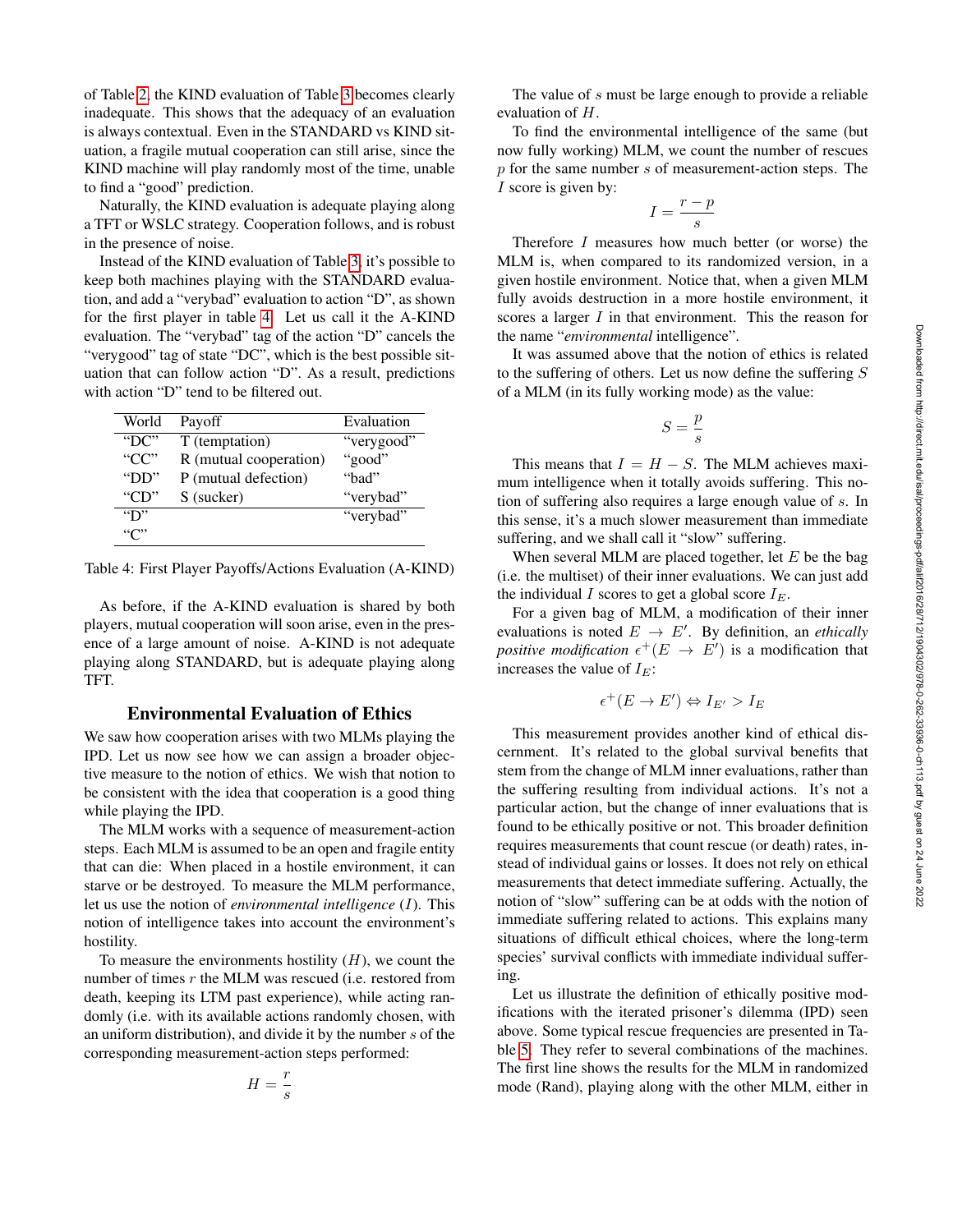of Table 2, the KIND evaluation of Table 3 becomes clearly inadequate. This shows that the adequacy of an evaluation is always contextual. Even in the STANDARD vs KIND situation, a fragile mutual cooperation can still arise, since the KIND machine will play randomly most of the time, unable to find a "good" prediction.

Naturally, the KIND evaluation is adequate playing along a TFT or WSLC strategy. Cooperation follows, and is robust in the presence of noise.

Instead of the KIND evaluation of Table 3, it's possible to keep both machines playing with the STANDARD evaluation, and add a "verybad" evaluation to action "D", as shown for the first player in table 4. Let us call it the A-KIND evaluation. The "verybad" tag of the action "D" cancels the "verygood" tag of state "DC", which is the best possible situation that can follow action "D". As a result, predictions with action "D" tend to be filtered out.

| World | Payoff | Evaluation |
|---|---|---|
| "DC" | T (temptation) | "verygood" |
| "CC" | R (mutual cooperation) | "good" |
| "DD" | P (mutual defection) | "bad" |
| "CD" | S (sucker) | "verybad" |
| "D" | | "verybad" |
| "C" | | |

Table 4: First Player Payoffs/Actions Evaluation (A-KIND)

As before, if the A-KIND evaluation is shared by both players, mutual cooperation will soon arise, even in the presence of a large amount of noise. A-KIND is not adequate playing along STANDARD, but is adequate playing along TFT.

## Environmental Evaluation of Ethics

We saw how cooperation arises with two MLMs playing the IPD. Let us now see how we can assign a broader objective measure to the notion of ethics. We wish that notion to be consistent with the idea that cooperation is a good thing while playing the IPD.

The MLM works with a sequence of measurement-action steps. Each MLM is assumed to be an open and fragile entity that can die: When placed in a hostile environment, it can starve or be destroyed. To measure the MLM performance, let us use the notion of *environmental intelligence* ($I$). This notion of intelligence takes into account the environment's hostility.

To measure the environments hostility ($H$), we count the number of times $r$ the MLM was rescued (i.e. restored from death, keeping its LTM past experience), while acting randomly (i.e. with its available actions randomly chosen, with an uniform distribution), and divide it by the number $s$ of the corresponding measurement-action steps performed:

$$H = \frac{r}{s}$$

The value of $s$ must be large enough to provide a reliable evaluation of $H$.

To find the environmental intelligence of the same (but now fully working) MLM, we count the number of rescues $p$ for the same number $s$ of measurement-action steps. The $I$ score is given by:

$$I = \frac{r - p}{s}$$

Therefore $I$ measures how much better (or worse) the MLM is, when compared to its randomized version, in a given hostile environment. Notice that, when a given MLM fully avoids destruction in a more hostile environment, it scores a larger $I$ in that environment. This the reason for the name "*environmental* intelligence".

It was assumed above that the notion of ethics is related to the suffering of others. Let us now define the suffering $S$ of a MLM (in its fully working mode) as the value:

$$S = \frac{p}{s}$$

This means that $I = H - S$. The MLM achieves maximum intelligence when it totally avoids suffering. This notion of suffering also requires a large enough value of $s$. In this sense, it's a much slower measurement than immediate suffering, and we shall call it "slow" suffering.

When several MLM are placed together, let $E$ be the bag (i.e. the multiset) of their inner evaluations. We can just add the individual $I$ scores to get a global score $I_E$.

For a given bag of MLM, a modification of their inner evaluations is noted $E \rightarrow E'$. By definition, an *ethically positive modification* $\epsilon^+(E \rightarrow E')$ is a modification that increases the value of $I_E$:

$$\epsilon^+(E \rightarrow E') \Leftrightarrow I_{E'} > I_E$$

This measurement provides another kind of ethical discernment. It's related to the global survival benefits that stem from the change of MLM inner evaluations, rather than the suffering resulting from individual actions. It's not a particular action, but the change of inner evaluations that is found to be ethically positive or not. This broader definition requires measurements that count rescue (or death) rates, instead of individual gains or losses. It does not rely on ethical measurements that detect immediate suffering. Actually, the notion of "slow" suffering can be at odds with the notion of immediate suffering related to actions. This explains many situations of difficult ethical choices, where the long-term species' survival conflicts with immediate individual suffering.

Let us illustrate the definition of ethically positive modifications with the iterated prisoner's dilemma (IPD) seen above. Some typical rescue frequencies are presented in Table 5. They refer to several combinations of the machines. The first line shows the results for the MLM in randomized mode (Rand), playing along with the other MLM, either in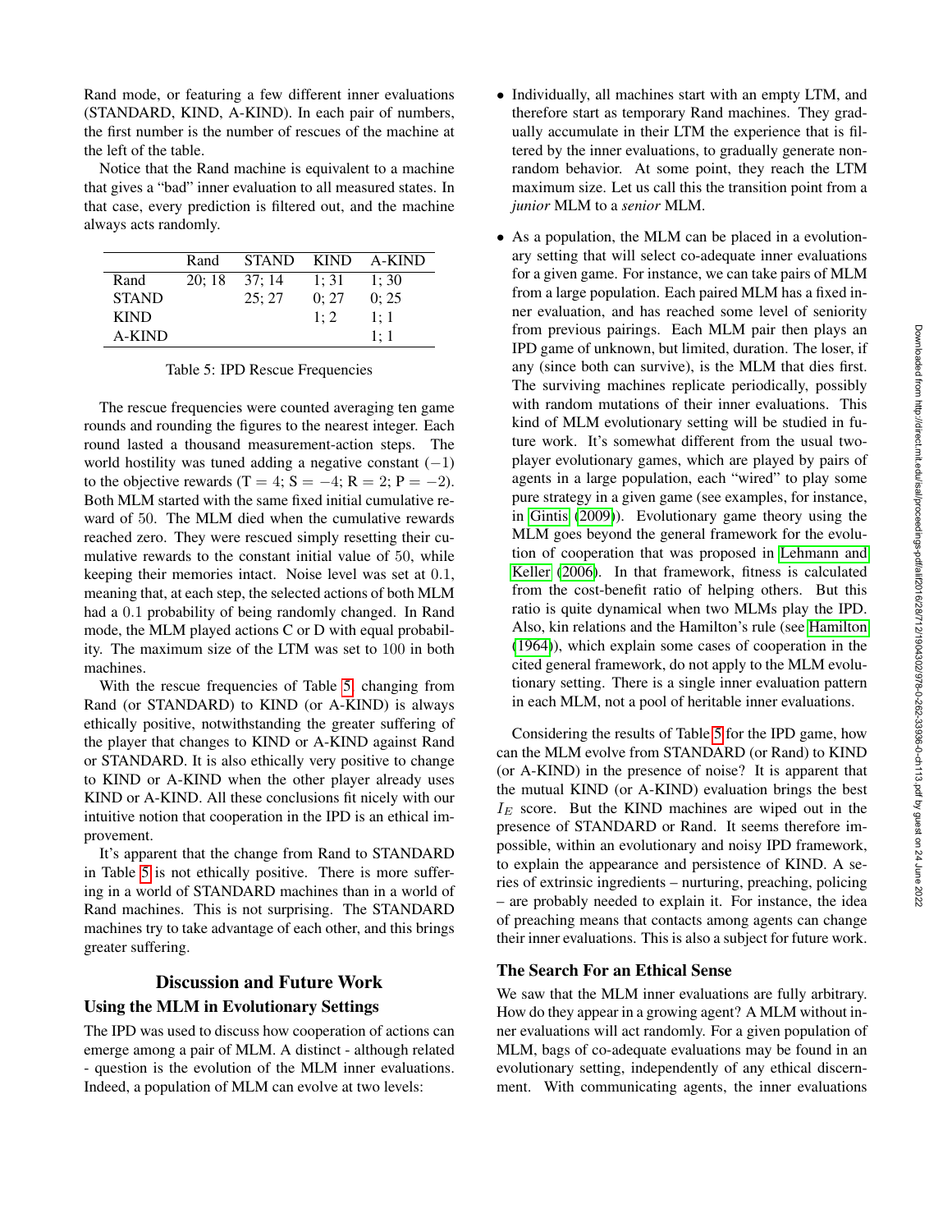Rand mode, or featuring a few different inner evaluations (STANDARD, KIND, A-KIND). In each pair of numbers, the first number is the number of rescues of the machine at the left of the table.

Notice that the Rand machine is equivalent to a machine that gives a "bad" inner evaluation to all measured states. In that case, every prediction is filtered out, and the machine always acts randomly.

| | Rand | STAND | KIND | A-KIND |
|---|---|---|---|---|
| Rand | 20; 18 | 37; 14 | 1; 31 | 1; 30 |
| STAND | | 25; 27 | 0; 27 | 0; 25 |
| KIND | | | 1; 2 | 1; 1 |
| A-KIND | | | | 1; 1 |

Table 5: IPD Rescue Frequencies

The rescue frequencies were counted averaging ten game rounds and rounding the figures to the nearest integer. Each round lasted a thousand measurement-action steps. The world hostility was tuned adding a negative constant ($-1$) to the objective rewards ($T = 4$; $S = -4$; $R = 2$; $P = -2$). Both MLM started with the same fixed initial cumulative reward of $50$. The MLM died when the cumulative rewards reached zero. They were rescued simply resetting their cumulative rewards to the constant initial value of $50$, while keeping their memories intact. Noise level was set at $0.1$, meaning that, at each step, the selected actions of both MLM had a $0.1$ probability of being randomly changed. In Rand mode, the MLM played actions C or D with equal probability. The maximum size of the LTM was set to $100$ in both machines.

With the rescue frequencies of Table 5, changing from Rand (or STANDARD) to KIND (or A-KIND) is always ethically positive, notwithstanding the greater suffering of the player that changes to KIND or A-KIND against Rand or STANDARD. It is also ethically very positive to change to KIND or A-KIND when the other player already uses KIND or A-KIND. All these conclusions fit nicely with our intuitive notion that cooperation in the IPD is an ethical improvement.

It's apparent that the change from Rand to STANDARD in Table 5 is not ethically positive. There is more suffering in a world of STANDARD machines than in a world of Rand machines. This is not surprising. The STANDARD machines try to take advantage of each other, and this brings greater suffering.

## Discussion and Future Work

### Using the MLM in Evolutionary Settings

The IPD was used to discuss how cooperation of actions can emerge among a pair of MLM. A distinct - although related - question is the evolution of the MLM inner evaluations. Indeed, a population of MLM can evolve at two levels:

- Individually, all machines start with an empty LTM, and therefore start as temporary Rand machines. They gradually accumulate in their LTM the experience that is filtered by the inner evaluations, to gradually generate non-random behavior. At some point, they reach the LTM maximum size. Let us call this the transition point from a *junior* MLM to a *senior* MLM.
- As a population, the MLM can be placed in a evolutionary setting that will select co-adequate inner evaluations for a given game. For instance, we can take pairs of MLM from a large population. Each paired MLM has a fixed inner evaluation, and has reached some level of seniority from previous pairings. Each MLM pair then plays an IPD game of unknown, but limited, duration. The loser, if any (since both can survive), is the MLM that dies first. The surviving machines replicate periodically, possibly with random mutations of their inner evaluations. This kind of MLM evolutionary setting will be studied in future work. It's somewhat different from the usual two-player evolutionary games, which are played by pairs of agents in a large population, each "wired" to play some pure strategy in a given game (see examples, for instance, in Gintis (2009)). Evolutionary game theory using the MLM goes beyond the general framework for the evolution of cooperation that was proposed in Lehmann and Keller (2006). In that framework, fitness is calculated from the cost-benefit ratio of helping others. But this ratio is quite dynamical when two MLMs play the IPD. Also, kin relations and the Hamilton's rule (see Hamilton (1964)), which explain some cases of cooperation in the cited general framework, do not apply to the MLM evolutionary setting. There is a single inner evaluation pattern in each MLM, not a pool of heritable inner evaluations.

Considering the results of Table 5 for the IPD game, how can the MLM evolve from STANDARD (or Rand) to KIND (or A-KIND) in the presence of noise? It is apparent that the mutual KIND (or A-KIND) evaluation brings the best $I_E$ score. But the KIND machines are wiped out in the presence of STANDARD or Rand. It seems therefore impossible, within an evolutionary and noisy IPD framework, to explain the appearance and persistence of KIND. A series of extrinsic ingredients – nurturing, preaching, policing – are probably needed to explain it. For instance, the idea of preaching means that contacts among agents can change their inner evaluations. This is also a subject for future work.

### The Search For an Ethical Sense

We saw that the MLM inner evaluations are fully arbitrary. How do they appear in a growing agent? A MLM without inner evaluations will act randomly. For a given population of MLM, bags of co-adequate evaluations may be found in an evolutionary setting, independently of any ethical discernment. With communicating agents, the inner evaluations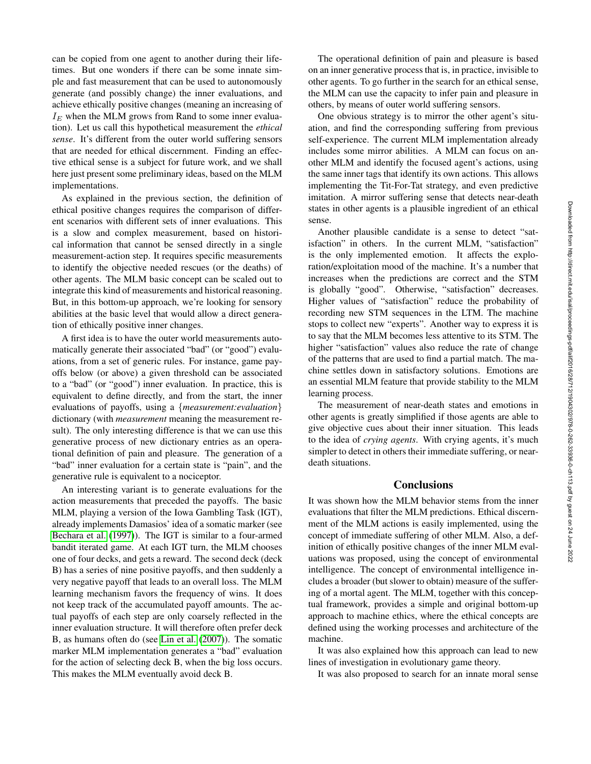can be copied from one agent to another during their lifetimes. But one wonders if there can be some innate simple and fast measurement that can be used to autonomously generate (and possibly change) the inner evaluations, and achieve ethically positive changes (meaning an increasing of $I_E$ when the MLM grows from Rand to some inner evaluation). Let us call this hypothetical measurement the *ethical sense*. It's different from the outer world suffering sensors that are needed for ethical discernment. Finding an effective ethical sense is a subject for future work, and we shall here just present some preliminary ideas, based on the MLM implementations.

As explained in the previous section, the definition of ethical positive changes requires the comparison of different scenarios with different sets of inner evaluations. This is a slow and complex measurement, based on historical information that cannot be sensed directly in a single measurement-action step. It requires specific measurements to identify the objective needed rescues (or the deaths) of other agents. The MLM basic concept can be scaled out to integrate this kind of measurements and historical reasoning. But, in this bottom-up approach, we're looking for sensory abilities at the basic level that would allow a direct generation of ethically positive inner changes.

A first idea is to have the outer world measurements automatically generate their associated "bad" (or "good") evaluations, from a set of generic rules. For instance, game payoffs below (or above) a given threshold can be associated to a "bad" (or "good") inner evaluation. In practice, this is equivalent to define directly, and from the start, the inner evaluations of payoffs, using a {*measurement:evaluation*} dictionary (with *measurement* meaning the measurement result). The only interesting difference is that we can use this generative process of new dictionary entries as an operational definition of pain and pleasure. The generation of a "bad" inner evaluation for a certain state is "pain", and the generative rule is equivalent to a nociceptor.

An interesting variant is to generate evaluations for the action measurements that preceded the payoffs. The basic MLM, playing a version of the Iowa Gambling Task (IGT), already implements Damasios' idea of a somatic marker (see Bechara et al. (1997)). The IGT is similar to a four-armed bandit iterated game. At each IGT turn, the MLM chooses one of four decks, and gets a reward. The second deck (deck B) has a series of nine positive payoffs, and then suddenly a very negative payoff that leads to an overall loss. The MLM learning mechanism favors the frequency of wins. It does not keep track of the accumulated payoff amounts. The actual payoffs of each step are only coarsely reflected in the inner evaluation structure. It will therefore often prefer deck B, as humans often do (see Lin et al. (2007)). The somatic marker MLM implementation generates a "bad" evaluation for the action of selecting deck B, when the big loss occurs. This makes the MLM eventually avoid deck B.

The operational definition of pain and pleasure is based on an inner generative process that is, in practice, invisible to other agents. To go further in the search for an ethical sense, the MLM can use the capacity to infer pain and pleasure in others, by means of outer world suffering sensors.

One obvious strategy is to mirror the other agent's situation, and find the corresponding suffering from previous self-experience. The current MLM implementation already includes some mirror abilities. A MLM can focus on another MLM and identify the focused agent's actions, using the same inner tags that identify its own actions. This allows implementing the Tit-For-Tat strategy, and even predictive imitation. A mirror suffering sense that detects near-death states in other agents is a plausible ingredient of an ethical sense.

Another plausible candidate is a sense to detect "satisfaction" in others. In the current MLM, "satisfaction" is the only implemented emotion. It affects the exploration/exploitation mood of the machine. It's a number that increases when the predictions are correct and the STM is globally "good". Otherwise, "satisfaction" decreases. Higher values of "satisfaction" reduce the probability of recording new STM sequences in the LTM. The machine stops to collect new "experts". Another way to express it is to say that the MLM becomes less attentive to its STM. The higher "satisfaction" values also reduce the rate of change of the patterns that are used to find a partial match. The machine settles down in satisfactory solutions. Emotions are an essential MLM feature that provide stability to the MLM learning process.

The measurement of near-death states and emotions in other agents is greatly simplified if those agents are able to give objective cues about their inner situation. This leads to the idea of *crying agents*. With crying agents, it's much simpler to detect in others their immediate suffering, or near-death situations.

## Conclusions

It was shown how the MLM behavior stems from the inner evaluations that filter the MLM predictions. Ethical discernment of the MLM actions is easily implemented, using the concept of immediate suffering of other MLM. Also, a definition of ethically positive changes of the inner MLM evaluations was proposed, using the concept of environmental intelligence. The concept of environmental intelligence includes a broader (but slower to obtain) measure of the suffering of a mortal agent. The MLM, together with this conceptual framework, provides a simple and original bottom-up approach to machine ethics, where the ethical concepts are defined using the working processes and architecture of the machine.

It was also explained how this approach can lead to new lines of investigation in evolutionary game theory.

It was also proposed to search for an innate moral sense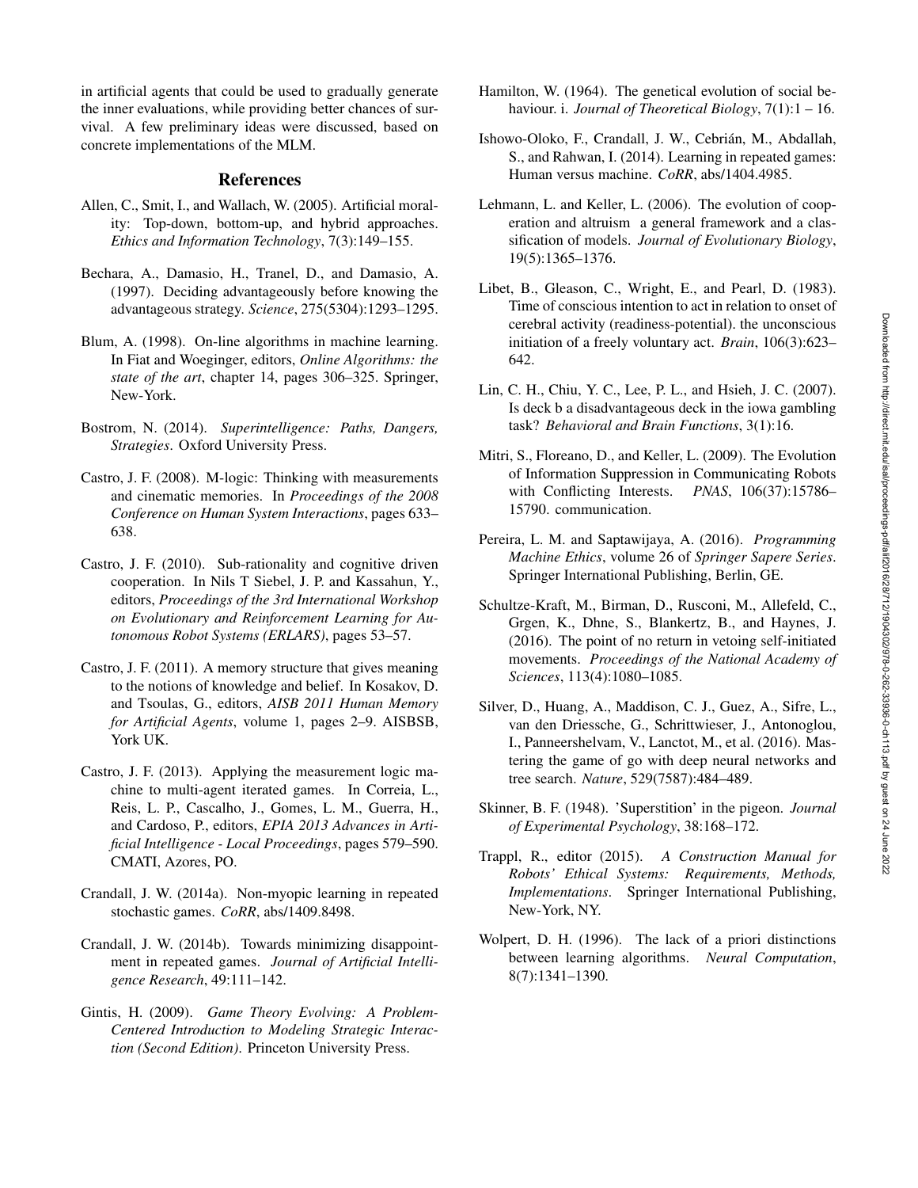in artificial agents that could be used to gradually generate the inner evaluations, while providing better chances of survival. A few preliminary ideas were discussed, based on concrete implementations of the MLM.

## References

Allen, C., Smit, I., and Wallach, W. (2005). Artificial morality: Top-down, bottom-up, and hybrid approaches. *Ethics and Information Technology*, 7(3):149–155.

Bechara, A., Damasio, H., Tranel, D., and Damasio, A. (1997). Deciding advantageously before knowing the advantageous strategy. *Science*, 275(5304):1293–1295.

Blum, A. (1998). On-line algorithms in machine learning. In Fiat and Woeginger, editors, *Online Algorithms: the state of the art*, chapter 14, pages 306–325. Springer, New-York.

Bostrom, N. (2014). *Superintelligence: Paths, Dangers, Strategies*. Oxford University Press.

Castro, J. F. (2008). M-logic: Thinking with measurements and cinematic memories. In *Proceedings of the 2008 Conference on Human System Interactions*, pages 633–638.

Castro, J. F. (2010). Sub-rationality and cognitive driven cooperation. In Nils T Siebel, J. P. and Kassahun, Y., editors, *Proceedings of the 3rd International Workshop on Evolutionary and Reinforcement Learning for Autonomous Robot Systems (ERLARS)*, pages 53–57.

Castro, J. F. (2011). A memory structure that gives meaning to the notions of knowledge and belief. In Kosakov, D. and Tsoulas, G., editors, *AISB 2011 Human Memory for Artificial Agents*, volume 1, pages 2–9. AISBSB, York UK.

Castro, J. F. (2013). Applying the measurement logic machine to multi-agent iterated games. In Correia, L., Reis, L. P., Cascalho, J., Gomes, L. M., Guerra, H., and Cardoso, P., editors, *EPIA 2013 Advances in Artificial Intelligence - Local Proceedings*, pages 579–590. CMATI, Azores, PO.

Crandall, J. W. (2014a). Non-myopic learning in repeated stochastic games. *CoRR*, abs/1409.8498.

Crandall, J. W. (2014b). Towards minimizing disappointment in repeated games. *Journal of Artificial Intelligence Research*, 49:111–142.

Gintis, H. (2009). *Game Theory Evolving: A Problem-Centered Introduction to Modeling Strategic Interaction (Second Edition)*. Princeton University Press.

Hamilton, W. (1964). The genetical evolution of social behaviour. i. *Journal of Theoretical Biology*, 7(1):1 – 16.

Ishowo-Oloko, F., Crandall, J. W., Cebrián, M., Abdallah, S., and Rahwan, I. (2014). Learning in repeated games: Human versus machine. *CoRR*, abs/1404.4985.

Lehmann, L. and Keller, L. (2006). The evolution of cooperation and altruism a general framework and a classification of models. *Journal of Evolutionary Biology*, 19(5):1365–1376.

Libet, B., Gleason, C., Wright, E., and Pearl, D. (1983). Time of conscious intention to act in relation to onset of cerebral activity (readiness-potential). the unconscious initiation of a freely voluntary act. *Brain*, 106(3):623–642.

Lin, C. H., Chiu, Y. C., Lee, P. L., and Hsieh, J. C. (2007). Is deck b a disadvantageous deck in the iowa gambling task? *Behavioral and Brain Functions*, 3(1):16.

Mitri, S., Floreano, D., and Keller, L. (2009). The Evolution of Information Suppression in Communicating Robots with Conflicting Interests. *PNAS*, 106(37):15786–15790. communication.

Pereira, L. M. and Saptawijaya, A. (2016). *Programming Machine Ethics*, volume 26 of *Springer Sapere Series*. Springer International Publishing, Berlin, GE.

Schultze-Kraft, M., Birman, D., Rusconi, M., Allefeld, C., Grgen, K., Dhne, S., Blankertz, B., and Haynes, J. (2016). The point of no return in vetoing self-initiated movements. *Proceedings of the National Academy of Sciences*, 113(4):1080–1085.

Silver, D., Huang, A., Maddison, C. J., Guez, A., Sifre, L., van den Driessche, G., Schrittwieser, J., Antonoglou, I., Panneershelvam, V., Lanctot, M., et al. (2016). Mastering the game of go with deep neural networks and tree search. *Nature*, 529(7587):484–489.

Skinner, B. F. (1948). 'Superstition' in the pigeon. *Journal of Experimental Psychology*, 38:168–172.

Trappl, R., editor (2015). *A Construction Manual for Robots' Ethical Systems: Requirements, Methods, Implementations*. Springer International Publishing, New-York, NY.

Wolpert, D. H. (1996). The lack of a priori distinctions between learning algorithms. *Neural Computation*, 8(7):1341–1390.